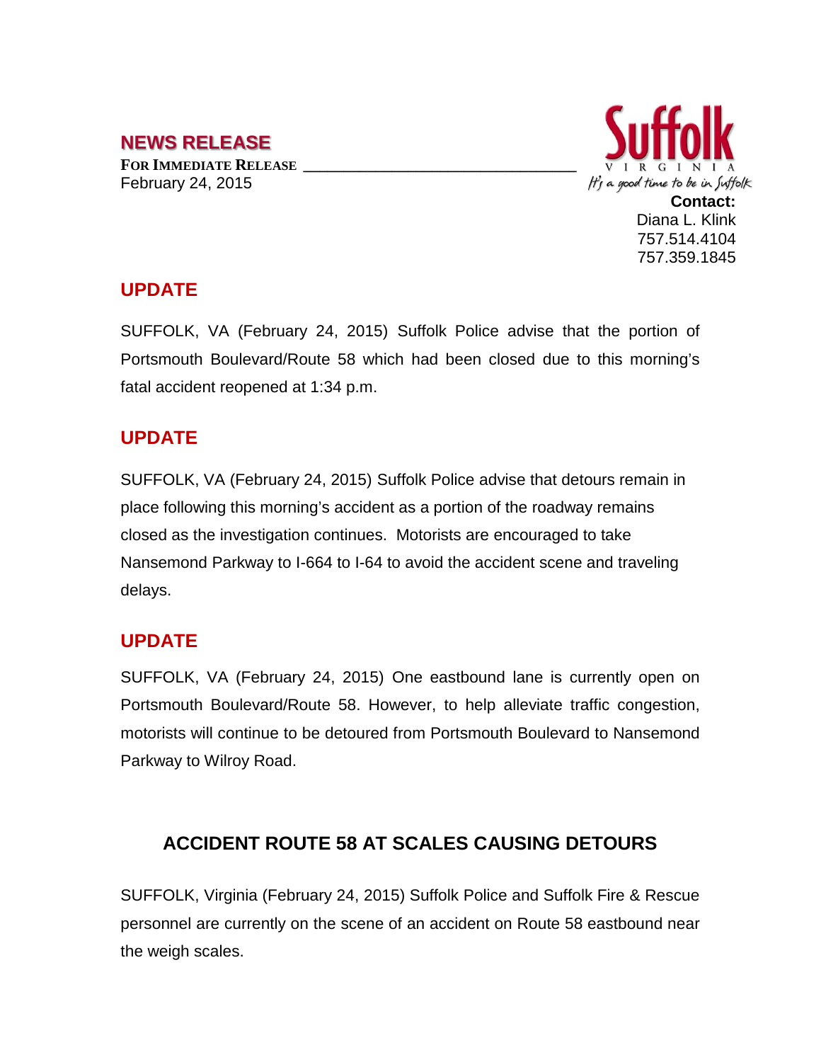## NEWS RELEASE

**FOR IMMEDIATE RELEASE**
February 24, 2015

Suffolk
VIRGINIA
It's a good time to be in Suffolk

**Contact:**
Diana L. Klink
757.514.4104
757.359.1845

## UPDATE

SUFFOLK, VA (February 24, 2015) Suffolk Police advise that the portion of Portsmouth Boulevard/Route 58 which had been closed due to this morning's fatal accident reopened at 1:34 p.m.

## UPDATE

SUFFOLK, VA (February 24, 2015) Suffolk Police advise that detours remain in place following this morning's accident as a portion of the roadway remains closed as the investigation continues. Motorists are encouraged to take Nansemond Parkway to I-664 to I-64 to avoid the accident scene and traveling delays.

## UPDATE

SUFFOLK, VA (February 24, 2015) One eastbound lane is currently open on Portsmouth Boulevard/Route 58. However, to help alleviate traffic congestion, motorists will continue to be detoured from Portsmouth Boulevard to Nansemond Parkway to Wilroy Road.

## ACCIDENT ROUTE 58 AT SCALES CAUSING DETOURS

SUFFOLK, Virginia (February 24, 2015) Suffolk Police and Suffolk Fire & Rescue personnel are currently on the scene of an accident on Route 58 eastbound near the weigh scales.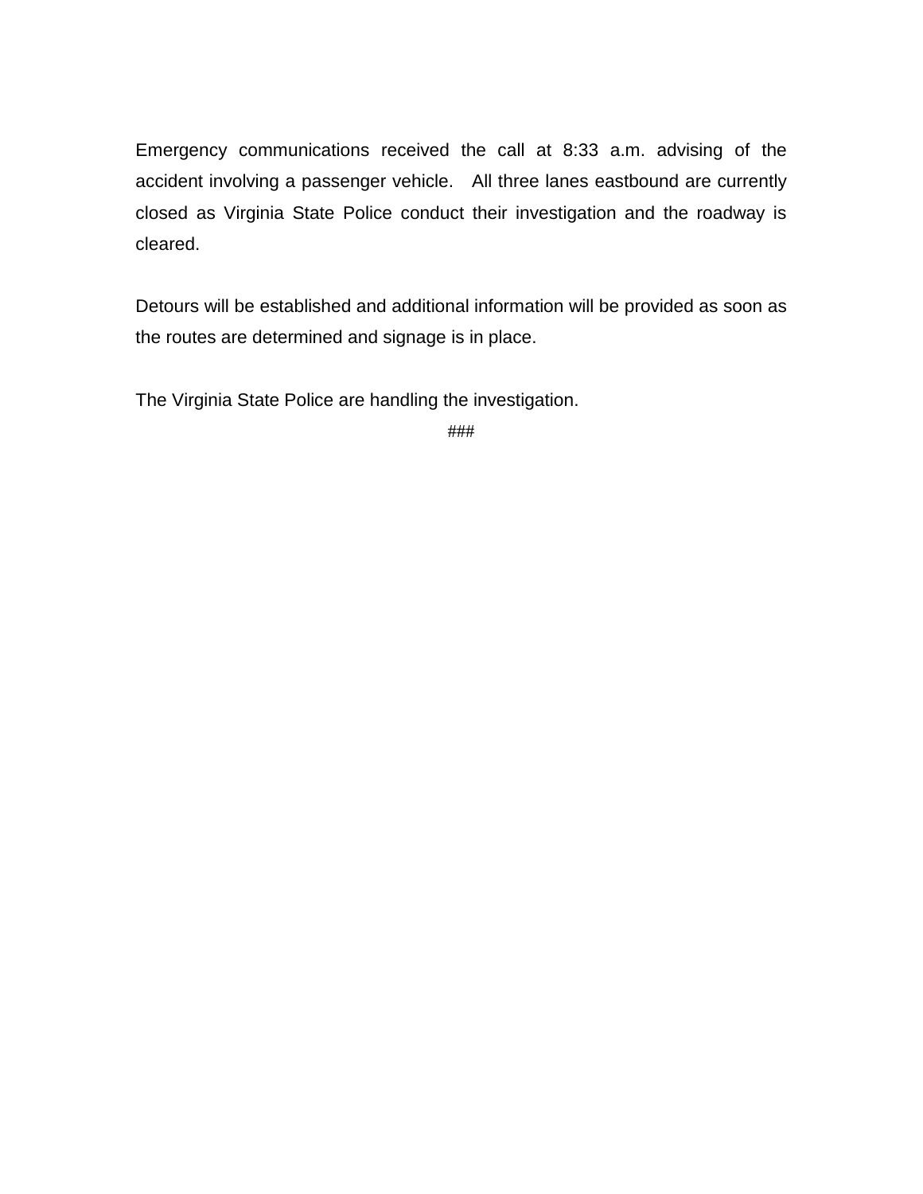Emergency communications received the call at 8:33 a.m. advising of the accident involving a passenger vehicle. All three lanes eastbound are currently closed as Virginia State Police conduct their investigation and the roadway is cleared.

Detours will be established and additional information will be provided as soon as the routes are determined and signage is in place.

The Virginia State Police are handling the investigation.

###